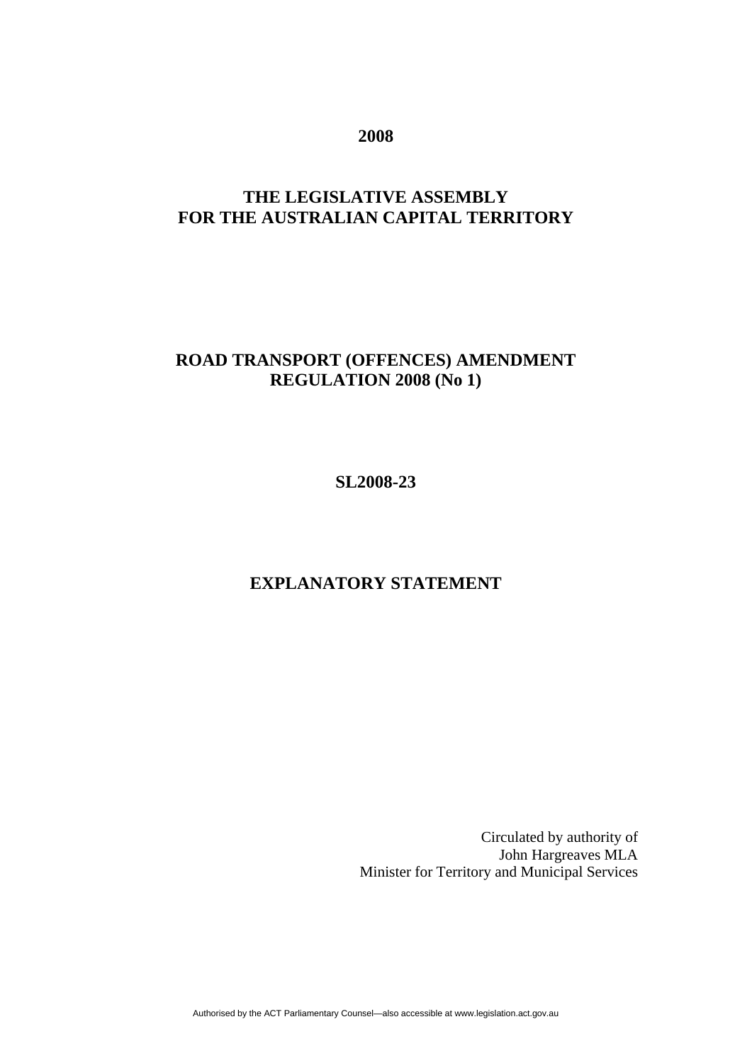**2008**

**THE LEGISLATIVE ASSEMBLY FOR THE AUSTRALIAN CAPITAL TERRITORY**

# ROAD TRANSPORT (OFFENCES) AMENDMENT REGULATION 2008 (No 1)

**SL2008-23**

## EXPLANATORY STATEMENT

Circulated by authority of
John Hargreaves MLA
Minister for Territory and Municipal Services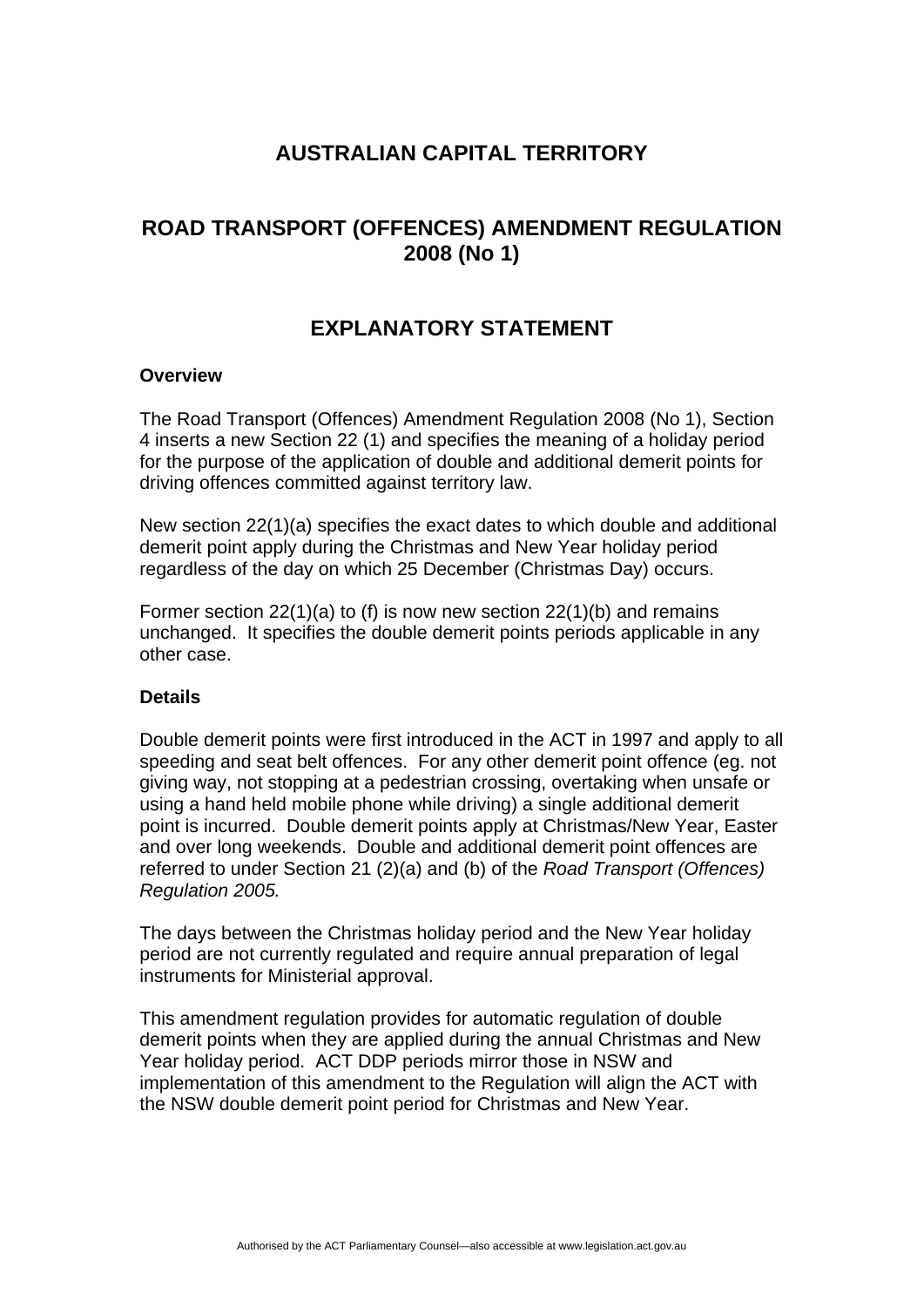# AUSTRALIAN CAPITAL TERRITORY

## ROAD TRANSPORT (OFFENCES) AMENDMENT REGULATION 2008 (No 1)

## EXPLANATORY STATEMENT

**Overview**

The Road Transport (Offences) Amendment Regulation 2008 (No 1), Section 4 inserts a new Section 22 (1) and specifies the meaning of a holiday period for the purpose of the application of double and additional demerit points for driving offences committed against territory law.

New section 22(1)(a) specifies the exact dates to which double and additional demerit point apply during the Christmas and New Year holiday period regardless of the day on which 25 December (Christmas Day) occurs.

Former section 22(1)(a) to (f) is now new section 22(1)(b) and remains unchanged. It specifies the double demerit points periods applicable in any other case.

**Details**

Double demerit points were first introduced in the ACT in 1997 and apply to all speeding and seat belt offences. For any other demerit point offence (eg. not giving way, not stopping at a pedestrian crossing, overtaking when unsafe or using a hand held mobile phone while driving) a single additional demerit point is incurred. Double demerit points apply at Christmas/New Year, Easter and over long weekends. Double and additional demerit point offences are referred to under Section 21 (2)(a) and (b) of the *Road Transport (Offences) Regulation 2005.*

The days between the Christmas holiday period and the New Year holiday period are not currently regulated and require annual preparation of legal instruments for Ministerial approval.

This amendment regulation provides for automatic regulation of double demerit points when they are applied during the annual Christmas and New Year holiday period. ACT DDP periods mirror those in NSW and implementation of this amendment to the Regulation will align the ACT with the NSW double demerit point period for Christmas and New Year.